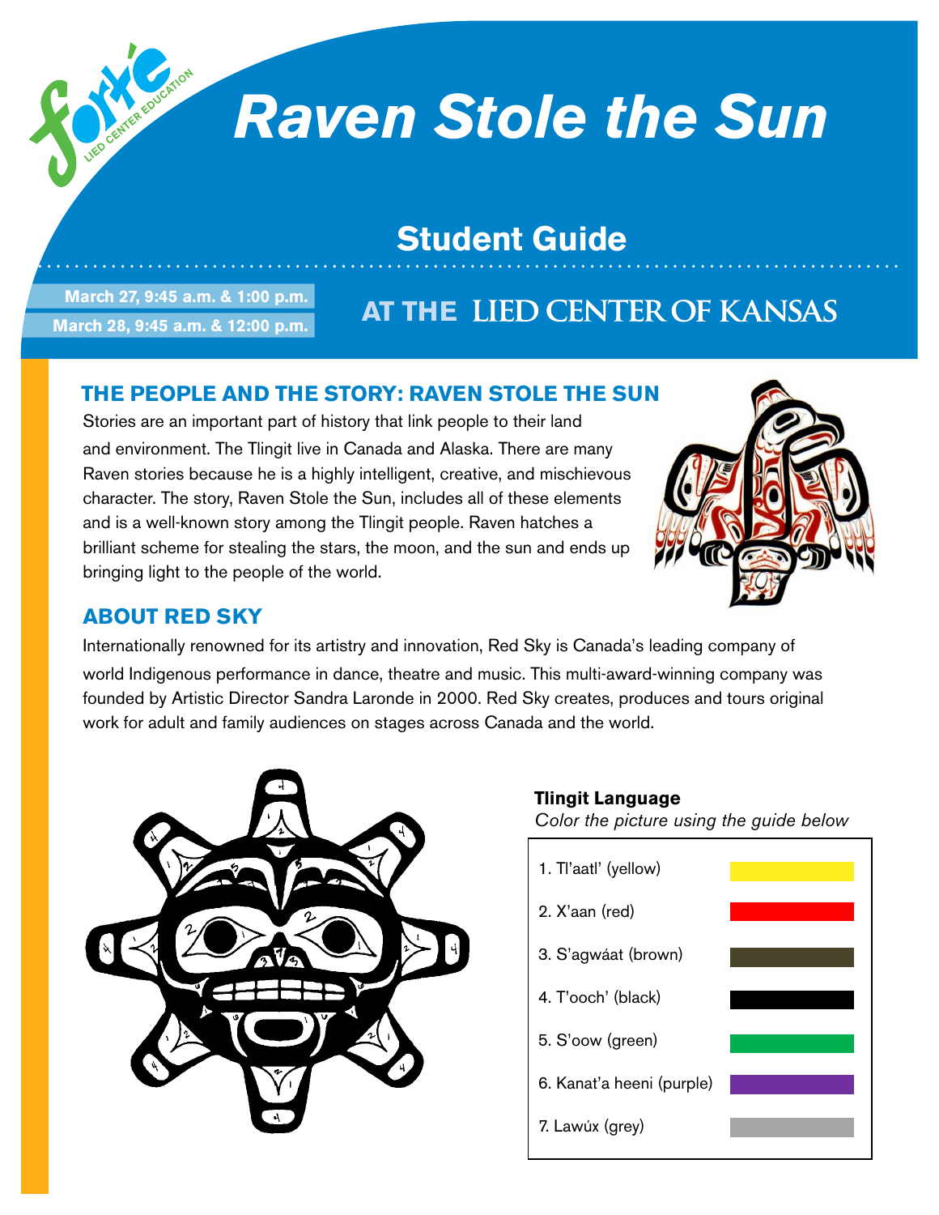forte LIED CENTER EDUCATION

# Raven Stole the Sun

## Student Guide

March 27, 9:45 a.m. & 1:00 p.m.
March 28, 9:45 a.m. & 12:00 p.m.

AT THE LIED CENTER OF KANSAS

### THE PEOPLE AND THE STORY: RAVEN STOLE THE SUN

Stories are an important part of history that link people to their land and environment. The Tlingit live in Canada and Alaska. There are many Raven stories because he is a highly intelligent, creative, and mischievous character. The story, Raven Stole the Sun, includes all of these elements and is a well-known story among the Tlingit people. Raven hatches a brilliant scheme for stealing the stars, the moon, and the sun and ends up bringing light to the people of the world.

### ABOUT RED SKY

Internationally renowned for its artistry and innovation, Red Sky is Canada's leading company of world Indigenous performance in dance, theatre and music. This multi-award-winning company was founded by Artistic Director Sandra Laronde in 2000. Red Sky creates, produces and tours original work for adult and family audiences on stages across Canada and the world.

**Tlingit Language**

*Color the picture using the guide below*

| Color | |
|---|---|
| 1. Tl'aatl' (yellow) | |
| 2. X'aan (red) | |
| 3. S'agwáat (brown) | |
| 4. T'ooch' (black) | |
| 5. S'oow (green) | |
| 6. Kanat'a heeni (purple) | |
| 7. Lawúx (grey) | |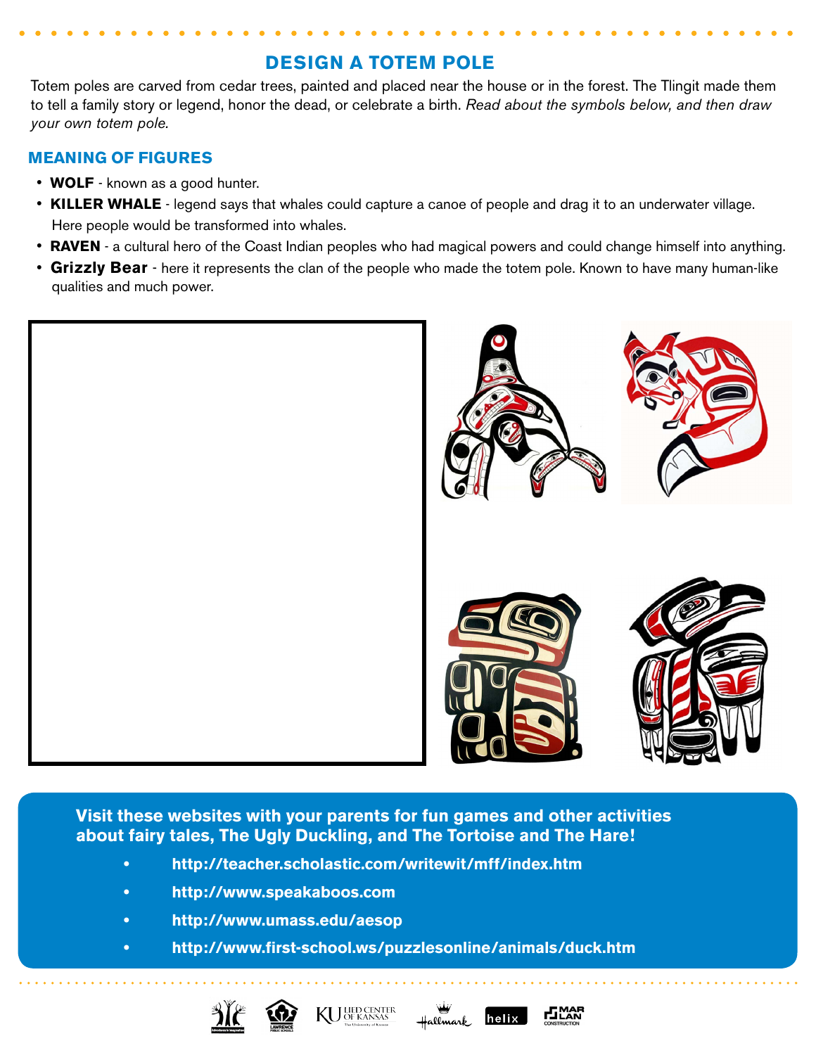## DESIGN A TOTEM POLE

Totem poles are carved from cedar trees, painted and placed near the house or in the forest. The Tlingit made them to tell a family story or legend, honor the dead, or celebrate a birth. *Read about the symbols below, and then draw your own totem pole.*

### MEANING OF FIGURES

- **WOLF** - known as a good hunter.
- **KILLER WHALE** - legend says that whales could capture a canoe of people and drag it to an underwater village. Here people would be transformed into whales.
- **RAVEN** - a cultural hero of the Coast Indian peoples who had magical powers and could change himself into anything.
- **Grizzly Bear** - here it represents the clan of the people who made the totem pole. Known to have many human-like qualities and much power.

**Visit these websites with your parents for fun games and other activities about fairy tales, The Ugly Duckling, and The Tortoise and The Hare!**

- **http://teacher.scholastic.com/writewit/mff/index.htm**
- **http://www.speakaboos.com**
- **http://www.umass.edu/aesop**
- **http://www.first-school.ws/puzzlesonline/animals/duck.htm**